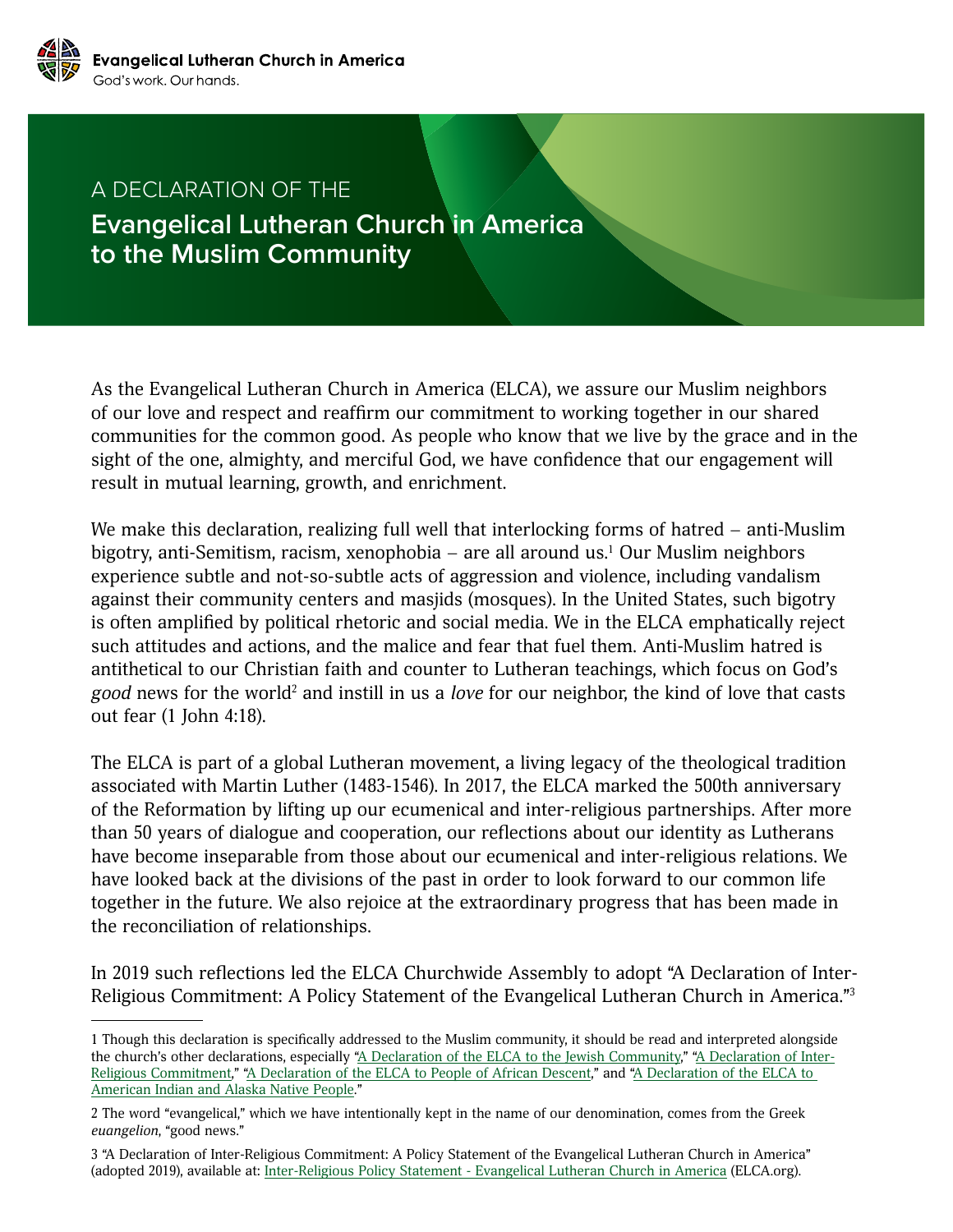Evangelical Lutheran Church in America
God's work. Our hands.

# A DECLARATION OF THE Evangelical Lutheran Church in America to the Muslim Community

As the Evangelical Lutheran Church in America (ELCA), we assure our Muslim neighbors of our love and respect and reaffirm our commitment to working together in our shared communities for the common good. As people who know that we live by the grace and in the sight of the one, almighty, and merciful God, we have confidence that our engagement will result in mutual learning, growth, and enrichment.

We make this declaration, realizing full well that interlocking forms of hatred – anti-Muslim bigotry, anti-Semitism, racism, xenophobia – are all around us.[1] Our Muslim neighbors experience subtle and not-so-subtle acts of aggression and violence, including vandalism against their community centers and masjids (mosques). In the United States, such bigotry is often amplified by political rhetoric and social media. We in the ELCA emphatically reject such attitudes and actions, and the malice and fear that fuel them. Anti-Muslim hatred is antithetical to our Christian faith and counter to Lutheran teachings, which focus on God's *good* news for the world[2] and instill in us a *love* for our neighbor, the kind of love that casts out fear (1 John 4:18).

The ELCA is part of a global Lutheran movement, a living legacy of the theological tradition associated with Martin Luther (1483-1546). In 2017, the ELCA marked the 500th anniversary of the Reformation by lifting up our ecumenical and inter-religious partnerships. After more than 50 years of dialogue and cooperation, our reflections about our identity as Lutherans have become inseparable from those about our ecumenical and inter-religious relations. We have looked back at the divisions of the past in order to look forward to our common life together in the future. We also rejoice at the extraordinary progress that has been made in the reconciliation of relationships.

In 2019 such reflections led the ELCA Churchwide Assembly to adopt "A Declaration of Inter-Religious Commitment: A Policy Statement of the Evangelical Lutheran Church in America."[3]

---

1 Though this declaration is specifically addressed to the Muslim community, it should be read and interpreted alongside the church's other declarations, especially "A Declaration of the ELCA to the Jewish Community," "A Declaration of Inter-Religious Commitment," "A Declaration of the ELCA to People of African Descent," and "A Declaration of the ELCA to American Indian and Alaska Native People."

2 The word "evangelical," which we have intentionally kept in the name of our denomination, comes from the Greek *euangelion*, "good news."

3 "A Declaration of Inter-Religious Commitment: A Policy Statement of the Evangelical Lutheran Church in America" (adopted 2019), available at: Inter-Religious Policy Statement - Evangelical Lutheran Church in America (ELCA.org).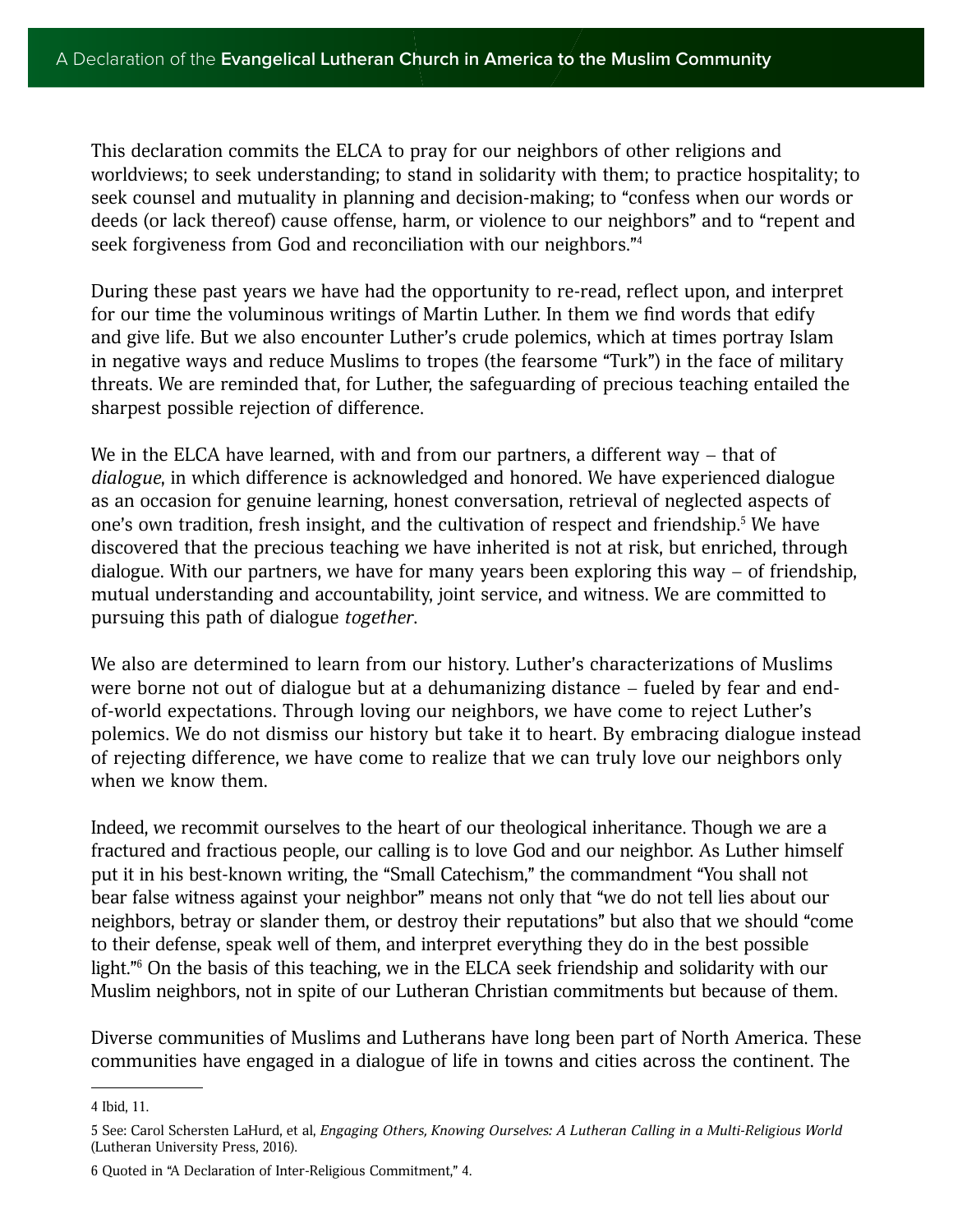This declaration commits the ELCA to pray for our neighbors of other religions and worldviews; to seek understanding; to stand in solidarity with them; to practice hospitality; to seek counsel and mutuality in planning and decision-making; to "confess when our words or deeds (or lack thereof) cause offense, harm, or violence to our neighbors" and to "repent and seek forgiveness from God and reconciliation with our neighbors."[4]

During these past years we have had the opportunity to re-read, reflect upon, and interpret for our time the voluminous writings of Martin Luther. In them we find words that edify and give life. But we also encounter Luther's crude polemics, which at times portray Islam in negative ways and reduce Muslims to tropes (the fearsome "Turk") in the face of military threats. We are reminded that, for Luther, the safeguarding of precious teaching entailed the sharpest possible rejection of difference.

We in the ELCA have learned, with and from our partners, a different way – that of *dialogue*, in which difference is acknowledged and honored. We have experienced dialogue as an occasion for genuine learning, honest conversation, retrieval of neglected aspects of one's own tradition, fresh insight, and the cultivation of respect and friendship.[5] We have discovered that the precious teaching we have inherited is not at risk, but enriched, through dialogue. With our partners, we have for many years been exploring this way – of friendship, mutual understanding and accountability, joint service, and witness. We are committed to pursuing this path of dialogue *together*.

We also are determined to learn from our history. Luther's characterizations of Muslims were borne not out of dialogue but at a dehumanizing distance – fueled by fear and end-of-world expectations. Through loving our neighbors, we have come to reject Luther's polemics. We do not dismiss our history but take it to heart. By embracing dialogue instead of rejecting difference, we have come to realize that we can truly love our neighbors only when we know them.

Indeed, we recommit ourselves to the heart of our theological inheritance. Though we are a fractured and fractious people, our calling is to love God and our neighbor. As Luther himself put it in his best-known writing, the "Small Catechism," the commandment "You shall not bear false witness against your neighbor" means not only that "we do not tell lies about our neighbors, betray or slander them, or destroy their reputations" but also that we should "come to their defense, speak well of them, and interpret everything they do in the best possible light."[6] On the basis of this teaching, we in the ELCA seek friendship and solidarity with our Muslim neighbors, not in spite of our Lutheran Christian commitments but because of them.

Diverse communities of Muslims and Lutherans have long been part of North America. These communities have engaged in a dialogue of life in towns and cities across the continent. The

---

4 Ibid, 11.

5 See: Carol Schersten LaHurd, et al, *Engaging Others, Knowing Ourselves: A Lutheran Calling in a Multi-Religious World* (Lutheran University Press, 2016).

6 Quoted in "A Declaration of Inter-Religious Commitment," 4.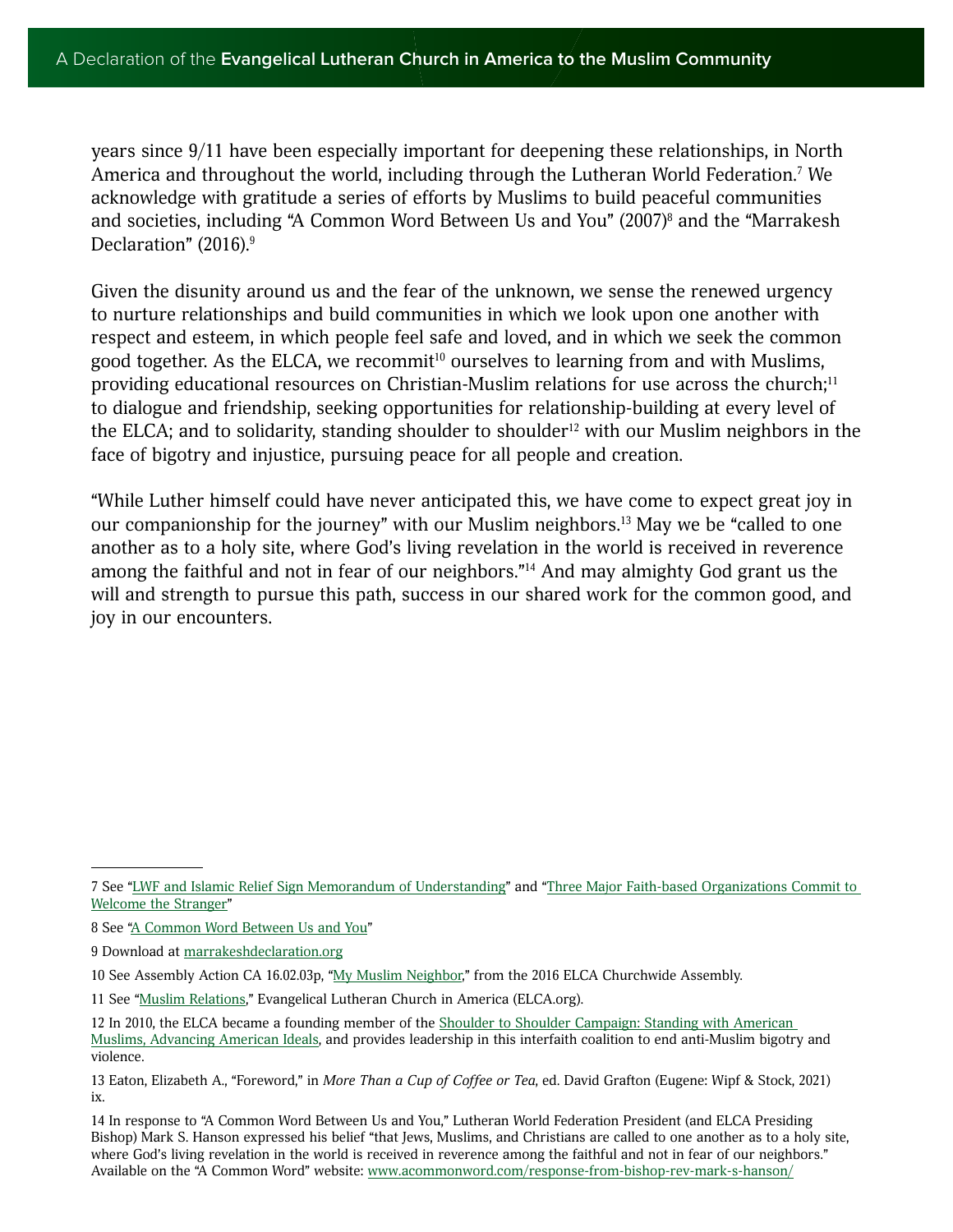years since 9/11 have been especially important for deepening these relationships, in North America and throughout the world, including through the Lutheran World Federation.[7] We acknowledge with gratitude a series of efforts by Muslims to build peaceful communities and societies, including "A Common Word Between Us and You" (2007)[8] and the "Marrakesh Declaration" (2016).[9]

Given the disunity around us and the fear of the unknown, we sense the renewed urgency to nurture relationships and build communities in which we look upon one another with respect and esteem, in which people feel safe and loved, and in which we seek the common good together. As the ELCA, we recommit[10] ourselves to learning from and with Muslims, providing educational resources on Christian-Muslim relations for use across the church;[11] to dialogue and friendship, seeking opportunities for relationship-building at every level of the ELCA; and to solidarity, standing shoulder to shoulder[12] with our Muslim neighbors in the face of bigotry and injustice, pursuing peace for all people and creation.

"While Luther himself could have never anticipated this, we have come to expect great joy in our companionship for the journey" with our Muslim neighbors.[13] May we be "called to one another as to a holy site, where God's living revelation in the world is received in reverence among the faithful and not in fear of our neighbors."[14] And may almighty God grant us the will and strength to pursue this path, success in our shared work for the common good, and joy in our encounters.

---

7 See "LWF and Islamic Relief Sign Memorandum of Understanding" and "Three Major Faith-based Organizations Commit to Welcome the Stranger"

8 See "A Common Word Between Us and You"

9 Download at marrakeshdeclaration.org

10 See Assembly Action CA 16.02.03p, "My Muslim Neighbor," from the 2016 ELCA Churchwide Assembly.

11 See "Muslim Relations," Evangelical Lutheran Church in America (ELCA.org).

12 In 2010, the ELCA became a founding member of the Shoulder to Shoulder Campaign: Standing with American Muslims, Advancing American Ideals, and provides leadership in this interfaith coalition to end anti-Muslim bigotry and violence.

13 Eaton, Elizabeth A., "Foreword," in *More Than a Cup of Coffee or Tea*, ed. David Grafton (Eugene: Wipf & Stock, 2021) ix.

14 In response to "A Common Word Between Us and You," Lutheran World Federation President (and ELCA Presiding Bishop) Mark S. Hanson expressed his belief "that Jews, Muslims, and Christians are called to one another as to a holy site, where God's living revelation in the world is received in reverence among the faithful and not in fear of our neighbors." Available on the "A Common Word" website: www.acommonword.com/response-from-bishop-rev-mark-s-hanson/